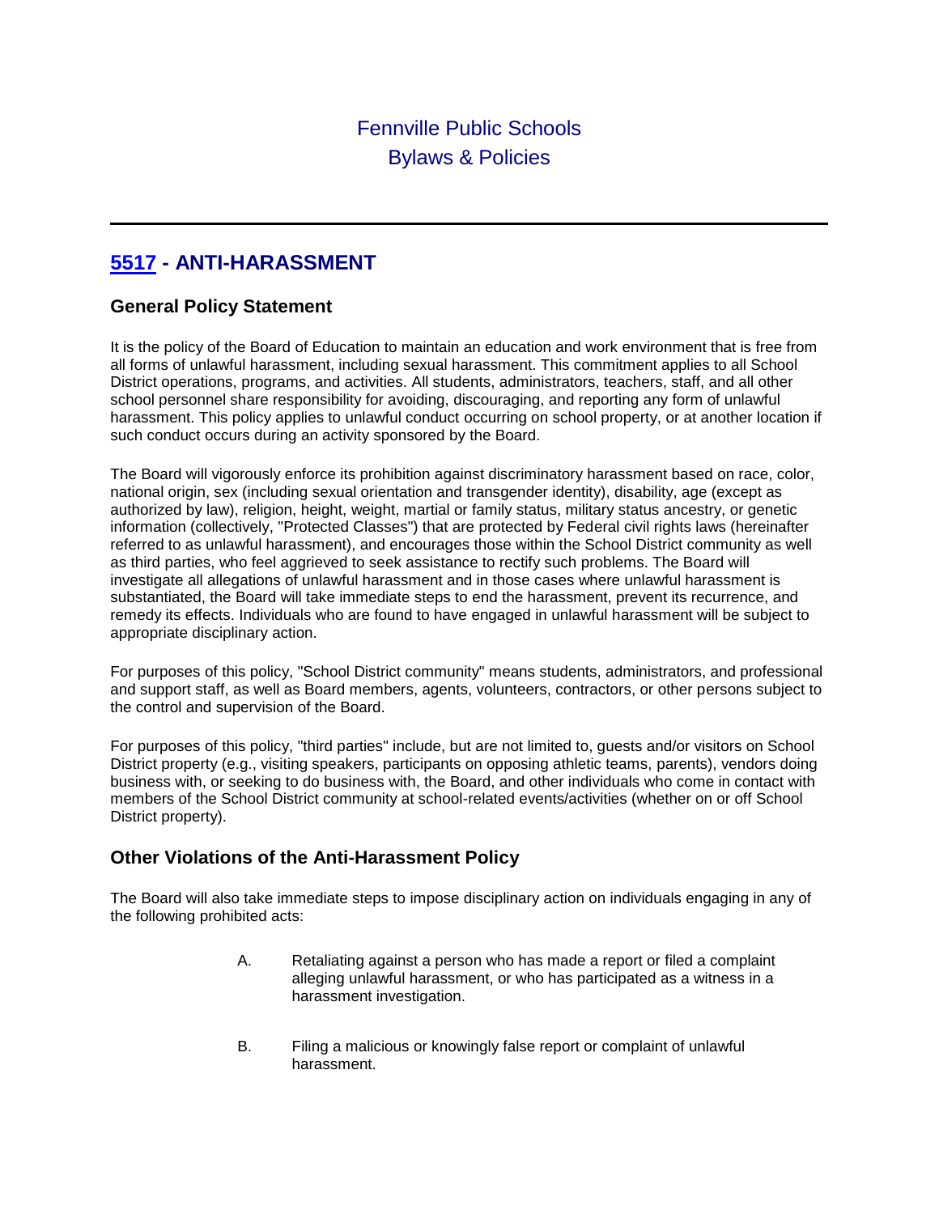Fennville Public Schools
Bylaws & Policies

---

## 5517 - ANTI-HARASSMENT

### General Policy Statement

It is the policy of the Board of Education to maintain an education and work environment that is free from all forms of unlawful harassment, including sexual harassment. This commitment applies to all School District operations, programs, and activities. All students, administrators, teachers, staff, and all other school personnel share responsibility for avoiding, discouraging, and reporting any form of unlawful harassment. This policy applies to unlawful conduct occurring on school property, or at another location if such conduct occurs during an activity sponsored by the Board.

The Board will vigorously enforce its prohibition against discriminatory harassment based on race, color, national origin, sex (including sexual orientation and transgender identity), disability, age (except as authorized by law), religion, height, weight, martial or family status, military status ancestry, or genetic information (collectively, "Protected Classes") that are protected by Federal civil rights laws (hereinafter referred to as unlawful harassment), and encourages those within the School District community as well as third parties, who feel aggrieved to seek assistance to rectify such problems. The Board will investigate all allegations of unlawful harassment and in those cases where unlawful harassment is substantiated, the Board will take immediate steps to end the harassment, prevent its recurrence, and remedy its effects. Individuals who are found to have engaged in unlawful harassment will be subject to appropriate disciplinary action.

For purposes of this policy, "School District community" means students, administrators, and professional and support staff, as well as Board members, agents, volunteers, contractors, or other persons subject to the control and supervision of the Board.

For purposes of this policy, "third parties" include, but are not limited to, guests and/or visitors on School District property (e.g., visiting speakers, participants on opposing athletic teams, parents), vendors doing business with, or seeking to do business with, the Board, and other individuals who come in contact with members of the School District community at school-related events/activities (whether on or off School District property).

### Other Violations of the Anti-Harassment Policy

The Board will also take immediate steps to impose disciplinary action on individuals engaging in any of the following prohibited acts:

A. Retaliating against a person who has made a report or filed a complaint alleging unlawful harassment, or who has participated as a witness in a harassment investigation.

B. Filing a malicious or knowingly false report or complaint of unlawful harassment.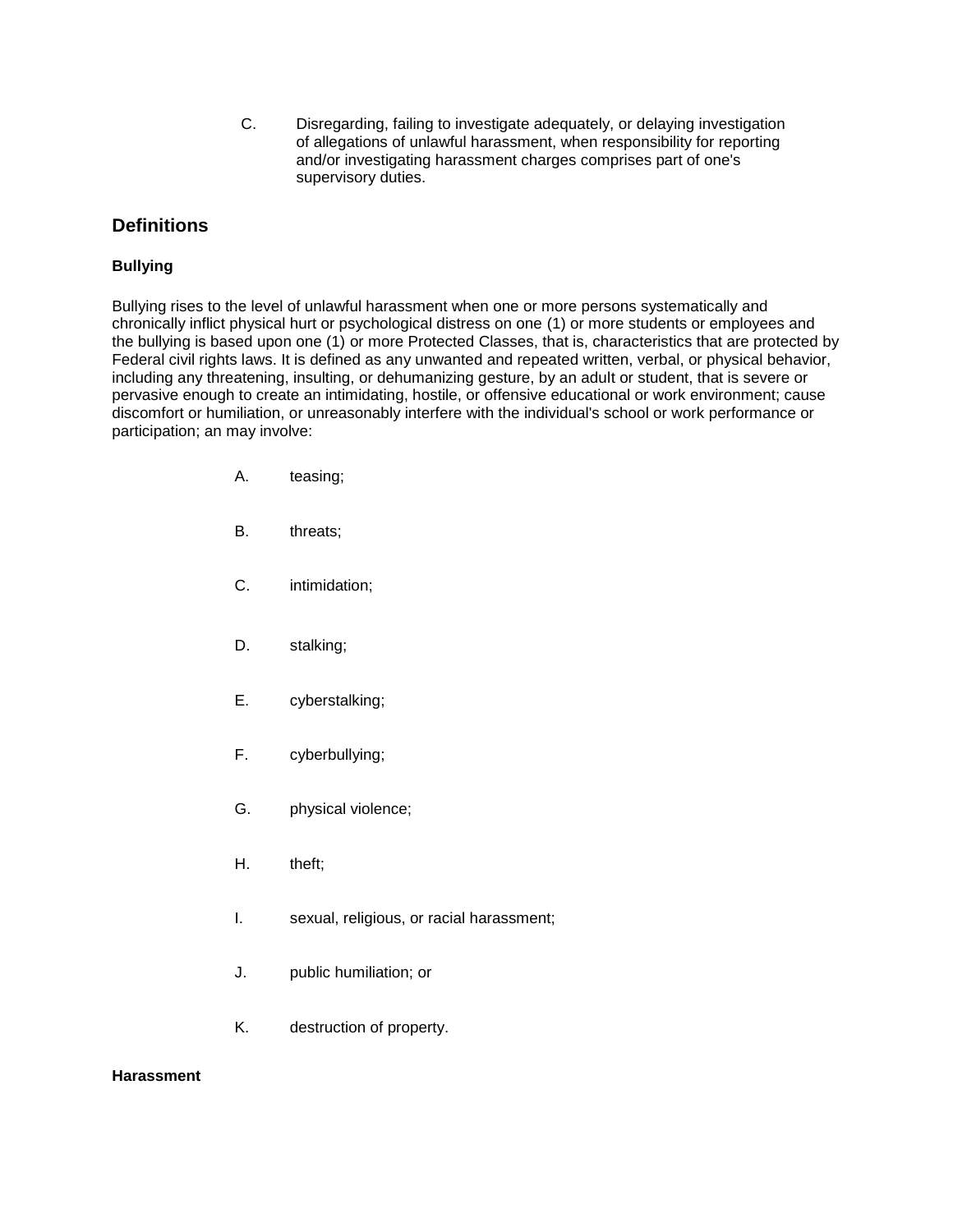C. Disregarding, failing to investigate adequately, or delaying investigation of allegations of unlawful harassment, when responsibility for reporting and/or investigating harassment charges comprises part of one's supervisory duties.

## Definitions

### Bullying

Bullying rises to the level of unlawful harassment when one or more persons systematically and chronically inflict physical hurt or psychological distress on one (1) or more students or employees and the bullying is based upon one (1) or more Protected Classes, that is, characteristics that are protected by Federal civil rights laws. It is defined as any unwanted and repeated written, verbal, or physical behavior, including any threatening, insulting, or dehumanizing gesture, by an adult or student, that is severe or pervasive enough to create an intimidating, hostile, or offensive educational or work environment; cause discomfort or humiliation, or unreasonably interfere with the individual's school or work performance or participation; an may involve:

A. teasing;

B. threats;

C. intimidation;

D. stalking;

E. cyberstalking;

F. cyberbullying;

G. physical violence;

H. theft;

I. sexual, religious, or racial harassment;

J. public humiliation; or

K. destruction of property.

### Harassment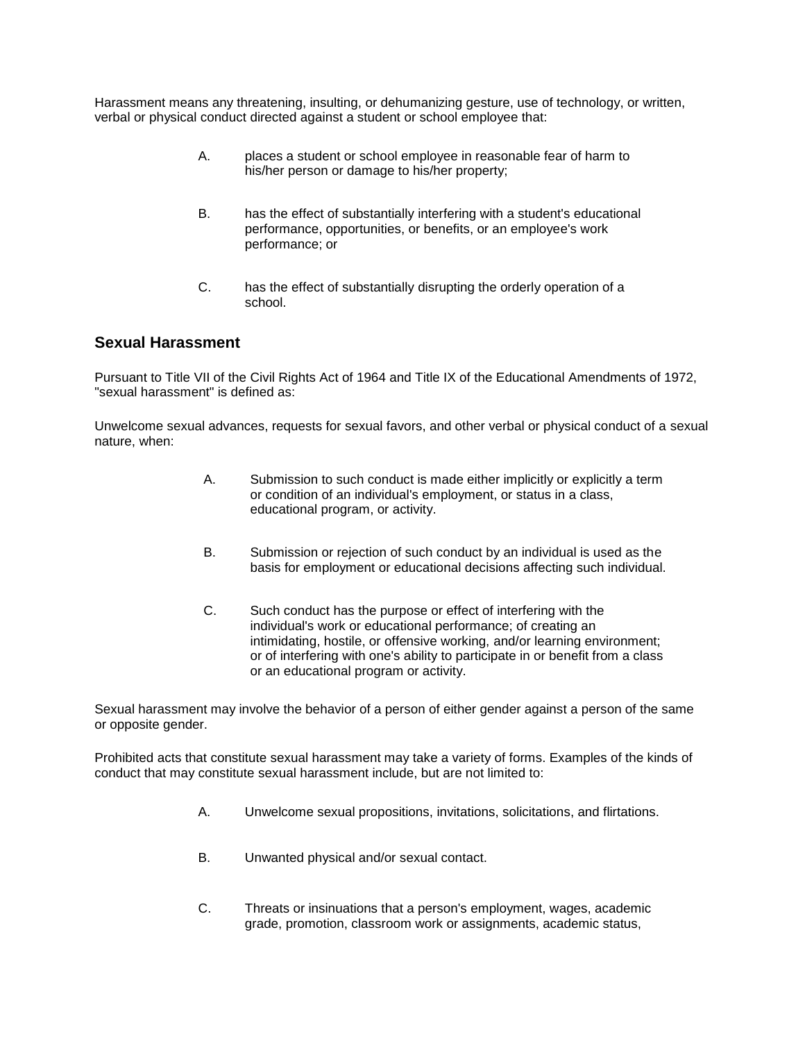Harassment means any threatening, insulting, or dehumanizing gesture, use of technology, or written, verbal or physical conduct directed against a student or school employee that:

A. places a student or school employee in reasonable fear of harm to his/her person or damage to his/her property;

B. has the effect of substantially interfering with a student's educational performance, opportunities, or benefits, or an employee's work performance; or

C. has the effect of substantially disrupting the orderly operation of a school.

## Sexual Harassment

Pursuant to Title VII of the Civil Rights Act of 1964 and Title IX of the Educational Amendments of 1972, "sexual harassment" is defined as:

Unwelcome sexual advances, requests for sexual favors, and other verbal or physical conduct of a sexual nature, when:

A. Submission to such conduct is made either implicitly or explicitly a term or condition of an individual's employment, or status in a class, educational program, or activity.

B. Submission or rejection of such conduct by an individual is used as the basis for employment or educational decisions affecting such individual.

C. Such conduct has the purpose or effect of interfering with the individual's work or educational performance; of creating an intimidating, hostile, or offensive working, and/or learning environment; or of interfering with one's ability to participate in or benefit from a class or an educational program or activity.

Sexual harassment may involve the behavior of a person of either gender against a person of the same or opposite gender.

Prohibited acts that constitute sexual harassment may take a variety of forms. Examples of the kinds of conduct that may constitute sexual harassment include, but are not limited to:

A. Unwelcome sexual propositions, invitations, solicitations, and flirtations.

B. Unwanted physical and/or sexual contact.

C. Threats or insinuations that a person's employment, wages, academic grade, promotion, classroom work or assignments, academic status,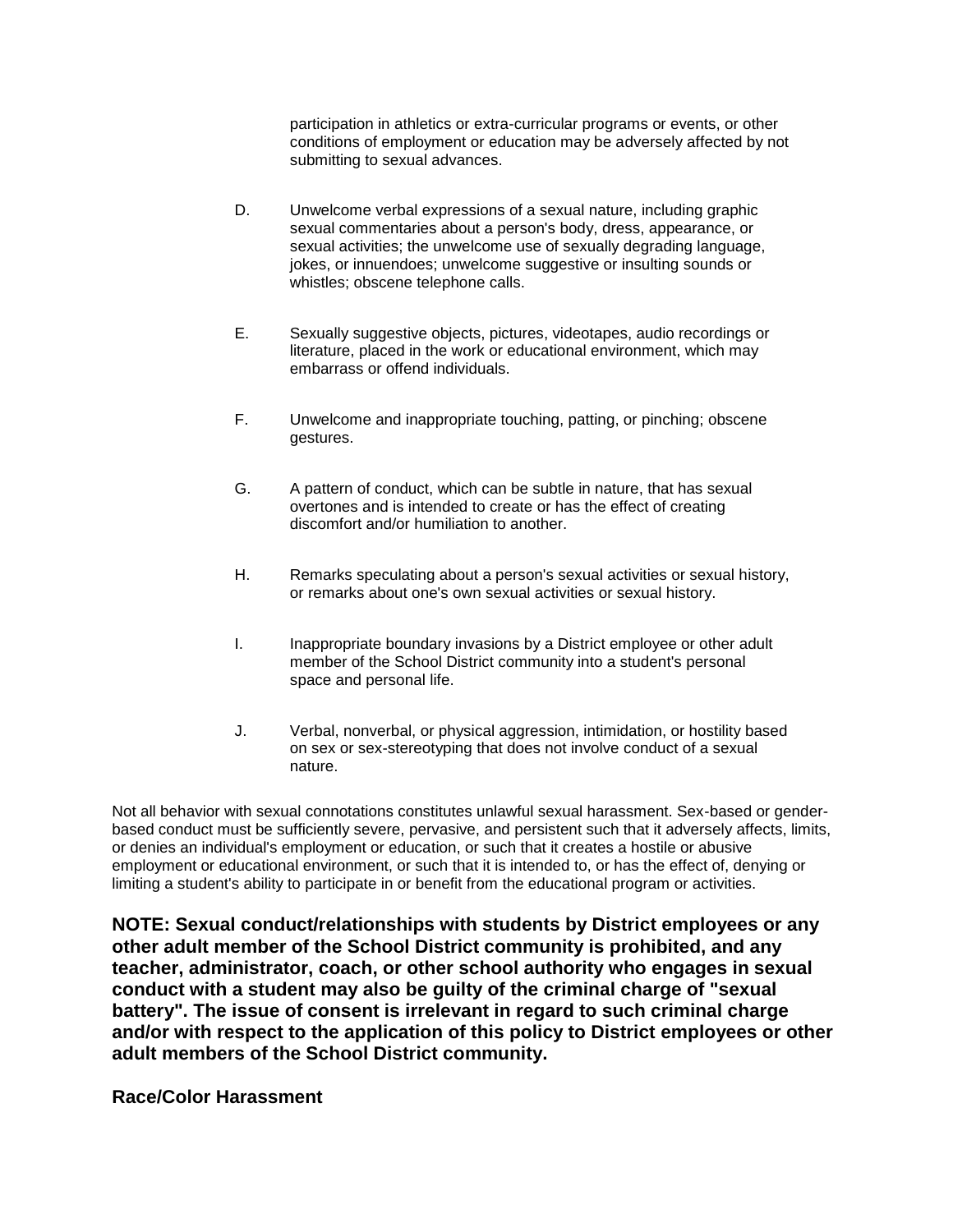participation in athletics or extra-curricular programs or events, or other conditions of employment or education may be adversely affected by not submitting to sexual advances.

D. Unwelcome verbal expressions of a sexual nature, including graphic sexual commentaries about a person's body, dress, appearance, or sexual activities; the unwelcome use of sexually degrading language, jokes, or innuendoes; unwelcome suggestive or insulting sounds or whistles; obscene telephone calls.

E. Sexually suggestive objects, pictures, videotapes, audio recordings or literature, placed in the work or educational environment, which may embarrass or offend individuals.

F. Unwelcome and inappropriate touching, patting, or pinching; obscene gestures.

G. A pattern of conduct, which can be subtle in nature, that has sexual overtones and is intended to create or has the effect of creating discomfort and/or humiliation to another.

H. Remarks speculating about a person's sexual activities or sexual history, or remarks about one's own sexual activities or sexual history.

I. Inappropriate boundary invasions by a District employee or other adult member of the School District community into a student's personal space and personal life.

J. Verbal, nonverbal, or physical aggression, intimidation, or hostility based on sex or sex-stereotyping that does not involve conduct of a sexual nature.

Not all behavior with sexual connotations constitutes unlawful sexual harassment. Sex-based or gender-based conduct must be sufficiently severe, pervasive, and persistent such that it adversely affects, limits, or denies an individual's employment or education, or such that it creates a hostile or abusive employment or educational environment, or such that it is intended to, or has the effect of, denying or limiting a student's ability to participate in or benefit from the educational program or activities.

**NOTE: Sexual conduct/relationships with students by District employees or any other adult member of the School District community is prohibited, and any teacher, administrator, coach, or other school authority who engages in sexual conduct with a student may also be guilty of the criminal charge of "sexual battery". The issue of consent is irrelevant in regard to such criminal charge and/or with respect to the application of this policy to District employees or other adult members of the School District community.**

## Race/Color Harassment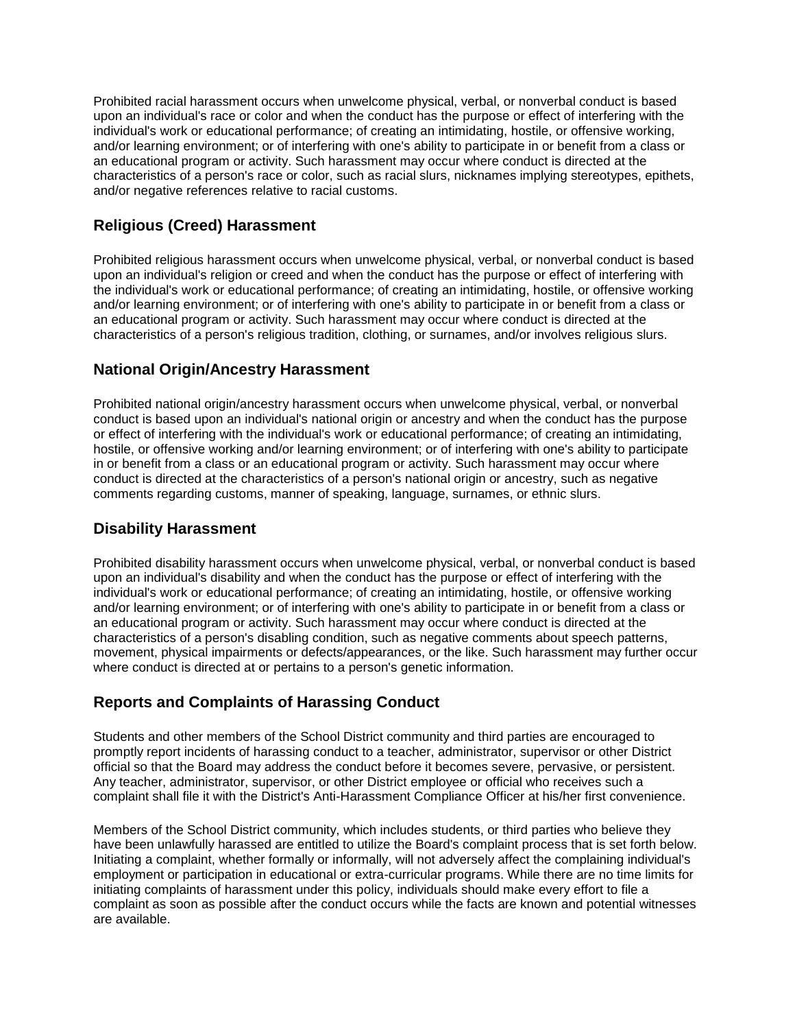Prohibited racial harassment occurs when unwelcome physical, verbal, or nonverbal conduct is based upon an individual's race or color and when the conduct has the purpose or effect of interfering with the individual's work or educational performance; of creating an intimidating, hostile, or offensive working, and/or learning environment; or of interfering with one's ability to participate in or benefit from a class or an educational program or activity. Such harassment may occur where conduct is directed at the characteristics of a person's race or color, such as racial slurs, nicknames implying stereotypes, epithets, and/or negative references relative to racial customs.

## Religious (Creed) Harassment

Prohibited religious harassment occurs when unwelcome physical, verbal, or nonverbal conduct is based upon an individual's religion or creed and when the conduct has the purpose or effect of interfering with the individual's work or educational performance; of creating an intimidating, hostile, or offensive working and/or learning environment; or of interfering with one's ability to participate in or benefit from a class or an educational program or activity. Such harassment may occur where conduct is directed at the characteristics of a person's religious tradition, clothing, or surnames, and/or involves religious slurs.

## National Origin/Ancestry Harassment

Prohibited national origin/ancestry harassment occurs when unwelcome physical, verbal, or nonverbal conduct is based upon an individual's national origin or ancestry and when the conduct has the purpose or effect of interfering with the individual's work or educational performance; of creating an intimidating, hostile, or offensive working and/or learning environment; or of interfering with one's ability to participate in or benefit from a class or an educational program or activity. Such harassment may occur where conduct is directed at the characteristics of a person's national origin or ancestry, such as negative comments regarding customs, manner of speaking, language, surnames, or ethnic slurs.

## Disability Harassment

Prohibited disability harassment occurs when unwelcome physical, verbal, or nonverbal conduct is based upon an individual's disability and when the conduct has the purpose or effect of interfering with the individual's work or educational performance; of creating an intimidating, hostile, or offensive working and/or learning environment; or of interfering with one's ability to participate in or benefit from a class or an educational program or activity. Such harassment may occur where conduct is directed at the characteristics of a person's disabling condition, such as negative comments about speech patterns, movement, physical impairments or defects/appearances, or the like. Such harassment may further occur where conduct is directed at or pertains to a person's genetic information.

## Reports and Complaints of Harassing Conduct

Students and other members of the School District community and third parties are encouraged to promptly report incidents of harassing conduct to a teacher, administrator, supervisor or other District official so that the Board may address the conduct before it becomes severe, pervasive, or persistent. Any teacher, administrator, supervisor, or other District employee or official who receives such a complaint shall file it with the District's Anti-Harassment Compliance Officer at his/her first convenience.

Members of the School District community, which includes students, or third parties who believe they have been unlawfully harassed are entitled to utilize the Board's complaint process that is set forth below. Initiating a complaint, whether formally or informally, will not adversely affect the complaining individual's employment or participation in educational or extra-curricular programs. While there are no time limits for initiating complaints of harassment under this policy, individuals should make every effort to file a complaint as soon as possible after the conduct occurs while the facts are known and potential witnesses are available.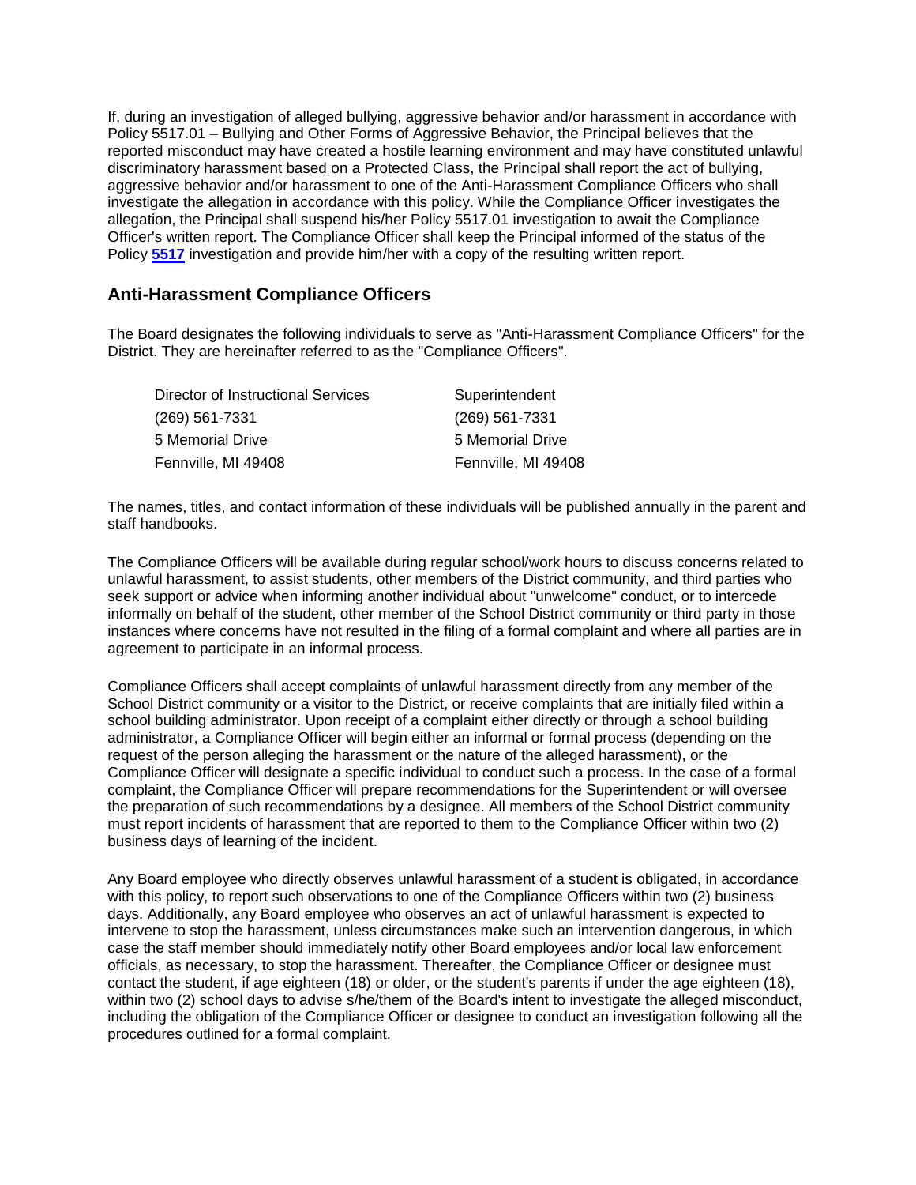If, during an investigation of alleged bullying, aggressive behavior and/or harassment in accordance with Policy 5517.01 – Bullying and Other Forms of Aggressive Behavior, the Principal believes that the reported misconduct may have created a hostile learning environment and may have constituted unlawful discriminatory harassment based on a Protected Class, the Principal shall report the act of bullying, aggressive behavior and/or harassment to one of the Anti-Harassment Compliance Officers who shall investigate the allegation in accordance with this policy. While the Compliance Officer investigates the allegation, the Principal shall suspend his/her Policy 5517.01 investigation to await the Compliance Officer's written report. The Compliance Officer shall keep the Principal informed of the status of the Policy **5517** investigation and provide him/her with a copy of the resulting written report.

## Anti-Harassment Compliance Officers

The Board designates the following individuals to serve as "Anti-Harassment Compliance Officers" for the District. They are hereinafter referred to as the "Compliance Officers".

Director of Instructional Services
(269) 561-7331
5 Memorial Drive
Fennville, MI 49408

Superintendent
(269) 561-7331
5 Memorial Drive
Fennville, MI 49408

The names, titles, and contact information of these individuals will be published annually in the parent and staff handbooks.

The Compliance Officers will be available during regular school/work hours to discuss concerns related to unlawful harassment, to assist students, other members of the District community, and third parties who seek support or advice when informing another individual about "unwelcome" conduct, or to intercede informally on behalf of the student, other member of the School District community or third party in those instances where concerns have not resulted in the filing of a formal complaint and where all parties are in agreement to participate in an informal process.

Compliance Officers shall accept complaints of unlawful harassment directly from any member of the School District community or a visitor to the District, or receive complaints that are initially filed within a school building administrator. Upon receipt of a complaint either directly or through a school building administrator, a Compliance Officer will begin either an informal or formal process (depending on the request of the person alleging the harassment or the nature of the alleged harassment), or the Compliance Officer will designate a specific individual to conduct such a process. In the case of a formal complaint, the Compliance Officer will prepare recommendations for the Superintendent or will oversee the preparation of such recommendations by a designee. All members of the School District community must report incidents of harassment that are reported to them to the Compliance Officer within two (2) business days of learning of the incident.

Any Board employee who directly observes unlawful harassment of a student is obligated, in accordance with this policy, to report such observations to one of the Compliance Officers within two (2) business days. Additionally, any Board employee who observes an act of unlawful harassment is expected to intervene to stop the harassment, unless circumstances make such an intervention dangerous, in which case the staff member should immediately notify other Board employees and/or local law enforcement officials, as necessary, to stop the harassment. Thereafter, the Compliance Officer or designee must contact the student, if age eighteen (18) or older, or the student's parents if under the age eighteen (18), within two (2) school days to advise s/he/them of the Board's intent to investigate the alleged misconduct, including the obligation of the Compliance Officer or designee to conduct an investigation following all the procedures outlined for a formal complaint.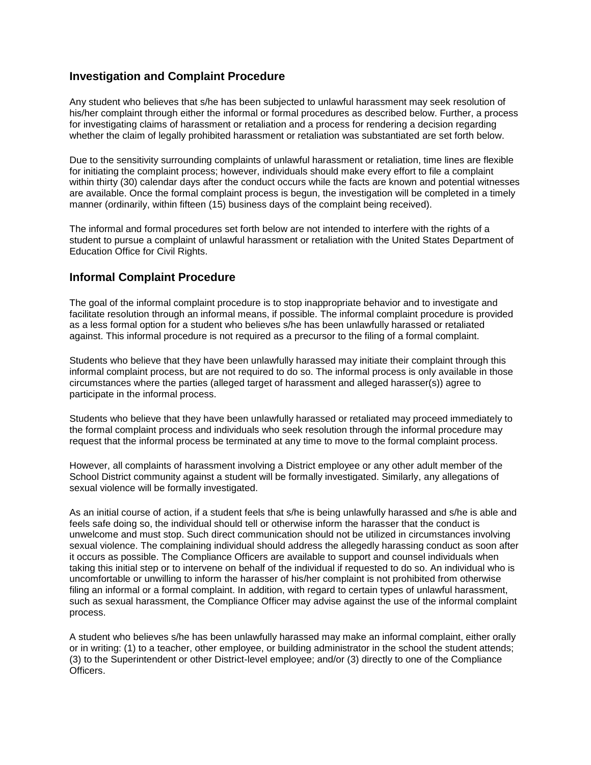## Investigation and Complaint Procedure

Any student who believes that s/he has been subjected to unlawful harassment may seek resolution of his/her complaint through either the informal or formal procedures as described below. Further, a process for investigating claims of harassment or retaliation and a process for rendering a decision regarding whether the claim of legally prohibited harassment or retaliation was substantiated are set forth below.

Due to the sensitivity surrounding complaints of unlawful harassment or retaliation, time lines are flexible for initiating the complaint process; however, individuals should make every effort to file a complaint within thirty (30) calendar days after the conduct occurs while the facts are known and potential witnesses are available. Once the formal complaint process is begun, the investigation will be completed in a timely manner (ordinarily, within fifteen (15) business days of the complaint being received).

The informal and formal procedures set forth below are not intended to interfere with the rights of a student to pursue a complaint of unlawful harassment or retaliation with the United States Department of Education Office for Civil Rights.

## Informal Complaint Procedure

The goal of the informal complaint procedure is to stop inappropriate behavior and to investigate and facilitate resolution through an informal means, if possible. The informal complaint procedure is provided as a less formal option for a student who believes s/he has been unlawfully harassed or retaliated against. This informal procedure is not required as a precursor to the filing of a formal complaint.

Students who believe that they have been unlawfully harassed may initiate their complaint through this informal complaint process, but are not required to do so. The informal process is only available in those circumstances where the parties (alleged target of harassment and alleged harasser(s)) agree to participate in the informal process.

Students who believe that they have been unlawfully harassed or retaliated may proceed immediately to the formal complaint process and individuals who seek resolution through the informal procedure may request that the informal process be terminated at any time to move to the formal complaint process.

However, all complaints of harassment involving a District employee or any other adult member of the School District community against a student will be formally investigated. Similarly, any allegations of sexual violence will be formally investigated.

As an initial course of action, if a student feels that s/he is being unlawfully harassed and s/he is able and feels safe doing so, the individual should tell or otherwise inform the harasser that the conduct is unwelcome and must stop. Such direct communication should not be utilized in circumstances involving sexual violence. The complaining individual should address the allegedly harassing conduct as soon after it occurs as possible. The Compliance Officers are available to support and counsel individuals when taking this initial step or to intervene on behalf of the individual if requested to do so. An individual who is uncomfortable or unwilling to inform the harasser of his/her complaint is not prohibited from otherwise filing an informal or a formal complaint. In addition, with regard to certain types of unlawful harassment, such as sexual harassment, the Compliance Officer may advise against the use of the informal complaint process.

A student who believes s/he has been unlawfully harassed may make an informal complaint, either orally or in writing: (1) to a teacher, other employee, or building administrator in the school the student attends; (3) to the Superintendent or other District-level employee; and/or (3) directly to one of the Compliance Officers.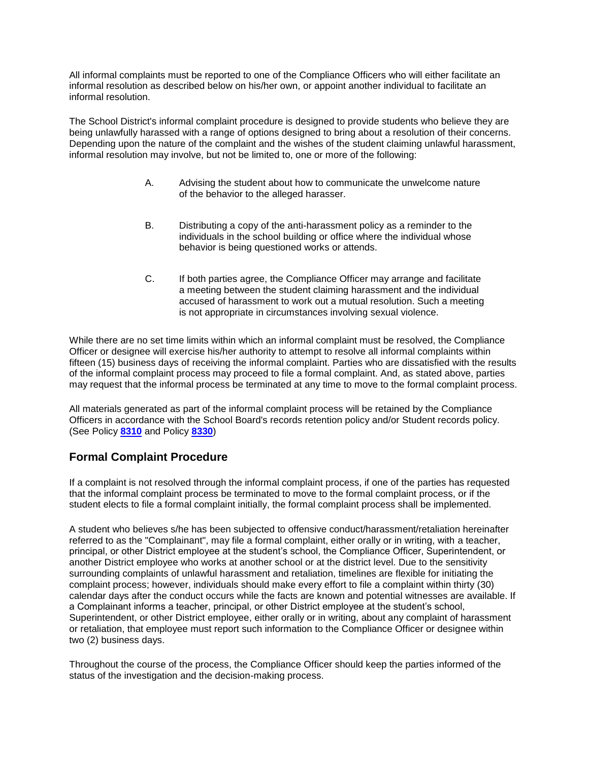All informal complaints must be reported to one of the Compliance Officers who will either facilitate an informal resolution as described below on his/her own, or appoint another individual to facilitate an informal resolution.

The School District's informal complaint procedure is designed to provide students who believe they are being unlawfully harassed with a range of options designed to bring about a resolution of their concerns. Depending upon the nature of the complaint and the wishes of the student claiming unlawful harassment, informal resolution may involve, but not be limited to, one or more of the following:

A. Advising the student about how to communicate the unwelcome nature of the behavior to the alleged harasser.

B. Distributing a copy of the anti-harassment policy as a reminder to the individuals in the school building or office where the individual whose behavior is being questioned works or attends.

C. If both parties agree, the Compliance Officer may arrange and facilitate a meeting between the student claiming harassment and the individual accused of harassment to work out a mutual resolution. Such a meeting is not appropriate in circumstances involving sexual violence.

While there are no set time limits within which an informal complaint must be resolved, the Compliance Officer or designee will exercise his/her authority to attempt to resolve all informal complaints within fifteen (15) business days of receiving the informal complaint. Parties who are dissatisfied with the results of the informal complaint process may proceed to file a formal complaint. And, as stated above, parties may request that the informal process be terminated at any time to move to the formal complaint process.

All materials generated as part of the informal complaint process will be retained by the Compliance Officers in accordance with the School Board's records retention policy and/or Student records policy. (See Policy **8310** and Policy **8330**)

## Formal Complaint Procedure

If a complaint is not resolved through the informal complaint process, if one of the parties has requested that the informal complaint process be terminated to move to the formal complaint process, or if the student elects to file a formal complaint initially, the formal complaint process shall be implemented.

A student who believes s/he has been subjected to offensive conduct/harassment/retaliation hereinafter referred to as the "Complainant", may file a formal complaint, either orally or in writing, with a teacher, principal, or other District employee at the student's school, the Compliance Officer, Superintendent, or another District employee who works at another school or at the district level. Due to the sensitivity surrounding complaints of unlawful harassment and retaliation, timelines are flexible for initiating the complaint process; however, individuals should make every effort to file a complaint within thirty (30) calendar days after the conduct occurs while the facts are known and potential witnesses are available. If a Complainant informs a teacher, principal, or other District employee at the student's school, Superintendent, or other District employee, either orally or in writing, about any complaint of harassment or retaliation, that employee must report such information to the Compliance Officer or designee within two (2) business days.

Throughout the course of the process, the Compliance Officer should keep the parties informed of the status of the investigation and the decision-making process.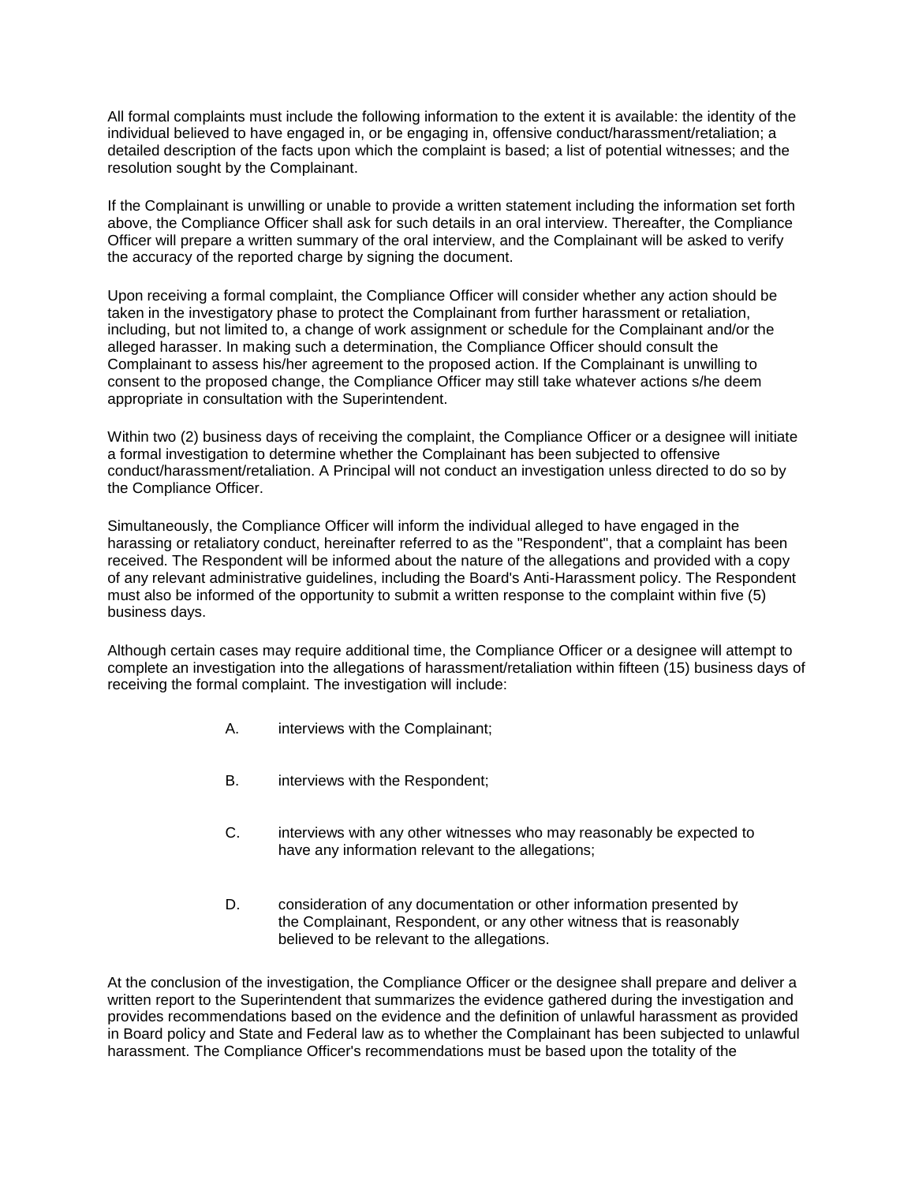All formal complaints must include the following information to the extent it is available: the identity of the individual believed to have engaged in, or be engaging in, offensive conduct/harassment/retaliation; a detailed description of the facts upon which the complaint is based; a list of potential witnesses; and the resolution sought by the Complainant.

If the Complainant is unwilling or unable to provide a written statement including the information set forth above, the Compliance Officer shall ask for such details in an oral interview. Thereafter, the Compliance Officer will prepare a written summary of the oral interview, and the Complainant will be asked to verify the accuracy of the reported charge by signing the document.

Upon receiving a formal complaint, the Compliance Officer will consider whether any action should be taken in the investigatory phase to protect the Complainant from further harassment or retaliation, including, but not limited to, a change of work assignment or schedule for the Complainant and/or the alleged harasser. In making such a determination, the Compliance Officer should consult the Complainant to assess his/her agreement to the proposed action. If the Complainant is unwilling to consent to the proposed change, the Compliance Officer may still take whatever actions s/he deem appropriate in consultation with the Superintendent.

Within two (2) business days of receiving the complaint, the Compliance Officer or a designee will initiate a formal investigation to determine whether the Complainant has been subjected to offensive conduct/harassment/retaliation. A Principal will not conduct an investigation unless directed to do so by the Compliance Officer.

Simultaneously, the Compliance Officer will inform the individual alleged to have engaged in the harassing or retaliatory conduct, hereinafter referred to as the "Respondent", that a complaint has been received. The Respondent will be informed about the nature of the allegations and provided with a copy of any relevant administrative guidelines, including the Board's Anti-Harassment policy. The Respondent must also be informed of the opportunity to submit a written response to the complaint within five (5) business days.

Although certain cases may require additional time, the Compliance Officer or a designee will attempt to complete an investigation into the allegations of harassment/retaliation within fifteen (15) business days of receiving the formal complaint. The investigation will include:

A. interviews with the Complainant;

B. interviews with the Respondent;

C. interviews with any other witnesses who may reasonably be expected to have any information relevant to the allegations;

D. consideration of any documentation or other information presented by the Complainant, Respondent, or any other witness that is reasonably believed to be relevant to the allegations.

At the conclusion of the investigation, the Compliance Officer or the designee shall prepare and deliver a written report to the Superintendent that summarizes the evidence gathered during the investigation and provides recommendations based on the evidence and the definition of unlawful harassment as provided in Board policy and State and Federal law as to whether the Complainant has been subjected to unlawful harassment. The Compliance Officer's recommendations must be based upon the totality of the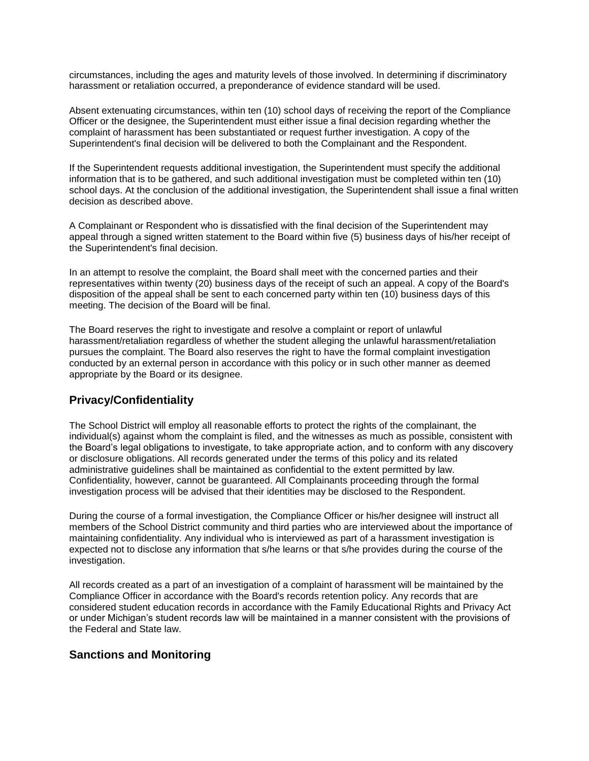circumstances, including the ages and maturity levels of those involved. In determining if discriminatory harassment or retaliation occurred, a preponderance of evidence standard will be used.

Absent extenuating circumstances, within ten (10) school days of receiving the report of the Compliance Officer or the designee, the Superintendent must either issue a final decision regarding whether the complaint of harassment has been substantiated or request further investigation. A copy of the Superintendent's final decision will be delivered to both the Complainant and the Respondent.

If the Superintendent requests additional investigation, the Superintendent must specify the additional information that is to be gathered, and such additional investigation must be completed within ten (10) school days. At the conclusion of the additional investigation, the Superintendent shall issue a final written decision as described above.

A Complainant or Respondent who is dissatisfied with the final decision of the Superintendent may appeal through a signed written statement to the Board within five (5) business days of his/her receipt of the Superintendent's final decision.

In an attempt to resolve the complaint, the Board shall meet with the concerned parties and their representatives within twenty (20) business days of the receipt of such an appeal. A copy of the Board's disposition of the appeal shall be sent to each concerned party within ten (10) business days of this meeting. The decision of the Board will be final.

The Board reserves the right to investigate and resolve a complaint or report of unlawful harassment/retaliation regardless of whether the student alleging the unlawful harassment/retaliation pursues the complaint. The Board also reserves the right to have the formal complaint investigation conducted by an external person in accordance with this policy or in such other manner as deemed appropriate by the Board or its designee.

## Privacy/Confidentiality

The School District will employ all reasonable efforts to protect the rights of the complainant, the individual(s) against whom the complaint is filed, and the witnesses as much as possible, consistent with the Board's legal obligations to investigate, to take appropriate action, and to conform with any discovery or disclosure obligations. All records generated under the terms of this policy and its related administrative guidelines shall be maintained as confidential to the extent permitted by law. Confidentiality, however, cannot be guaranteed. All Complainants proceeding through the formal investigation process will be advised that their identities may be disclosed to the Respondent.

During the course of a formal investigation, the Compliance Officer or his/her designee will instruct all members of the School District community and third parties who are interviewed about the importance of maintaining confidentiality. Any individual who is interviewed as part of a harassment investigation is expected not to disclose any information that s/he learns or that s/he provides during the course of the investigation.

All records created as a part of an investigation of a complaint of harassment will be maintained by the Compliance Officer in accordance with the Board's records retention policy. Any records that are considered student education records in accordance with the Family Educational Rights and Privacy Act or under Michigan's student records law will be maintained in a manner consistent with the provisions of the Federal and State law.

## Sanctions and Monitoring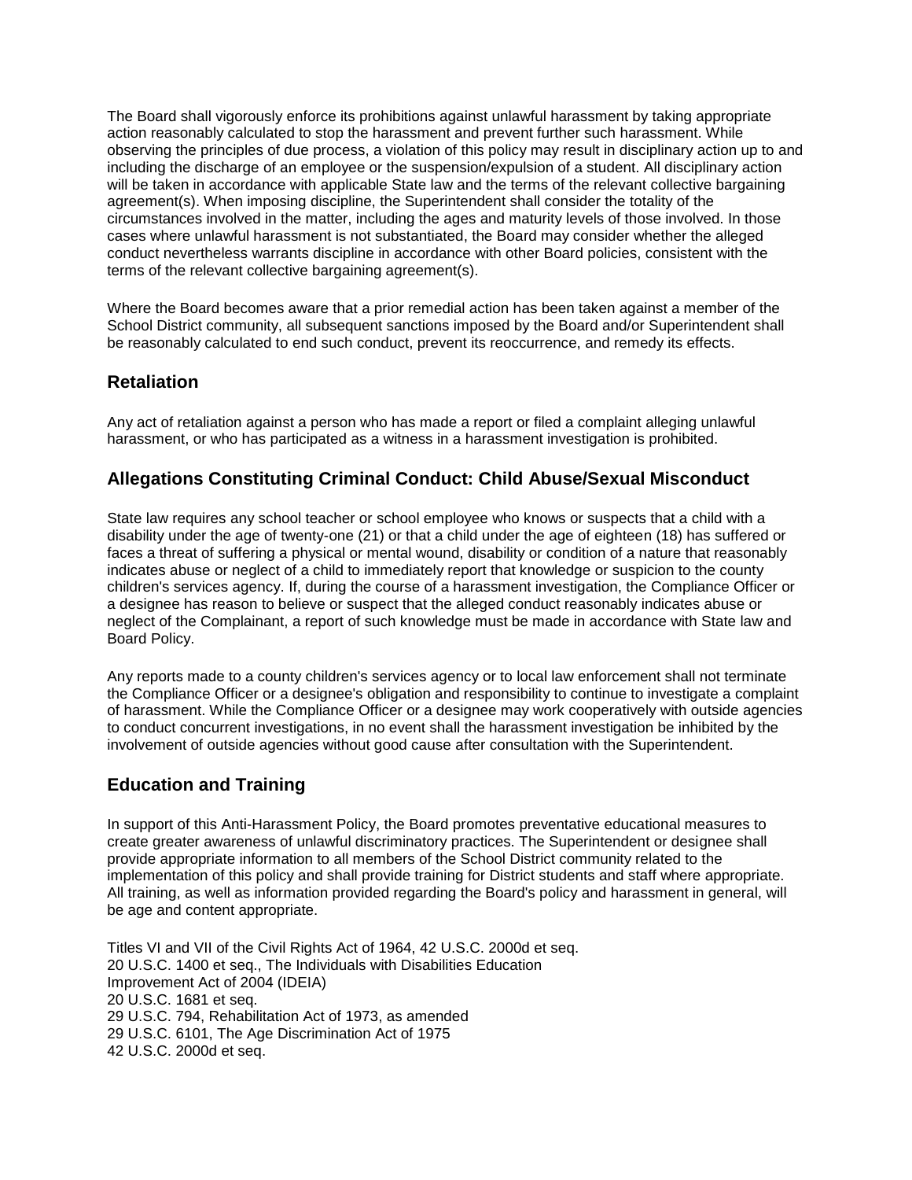The Board shall vigorously enforce its prohibitions against unlawful harassment by taking appropriate action reasonably calculated to stop the harassment and prevent further such harassment. While observing the principles of due process, a violation of this policy may result in disciplinary action up to and including the discharge of an employee or the suspension/expulsion of a student. All disciplinary action will be taken in accordance with applicable State law and the terms of the relevant collective bargaining agreement(s). When imposing discipline, the Superintendent shall consider the totality of the circumstances involved in the matter, including the ages and maturity levels of those involved. In those cases where unlawful harassment is not substantiated, the Board may consider whether the alleged conduct nevertheless warrants discipline in accordance with other Board policies, consistent with the terms of the relevant collective bargaining agreement(s).

Where the Board becomes aware that a prior remedial action has been taken against a member of the School District community, all subsequent sanctions imposed by the Board and/or Superintendent shall be reasonably calculated to end such conduct, prevent its reoccurrence, and remedy its effects.

## Retaliation

Any act of retaliation against a person who has made a report or filed a complaint alleging unlawful harassment, or who has participated as a witness in a harassment investigation is prohibited.

## Allegations Constituting Criminal Conduct: Child Abuse/Sexual Misconduct

State law requires any school teacher or school employee who knows or suspects that a child with a disability under the age of twenty-one (21) or that a child under the age of eighteen (18) has suffered or faces a threat of suffering a physical or mental wound, disability or condition of a nature that reasonably indicates abuse or neglect of a child to immediately report that knowledge or suspicion to the county children's services agency. If, during the course of a harassment investigation, the Compliance Officer or a designee has reason to believe or suspect that the alleged conduct reasonably indicates abuse or neglect of the Complainant, a report of such knowledge must be made in accordance with State law and Board Policy.

Any reports made to a county children's services agency or to local law enforcement shall not terminate the Compliance Officer or a designee's obligation and responsibility to continue to investigate a complaint of harassment. While the Compliance Officer or a designee may work cooperatively with outside agencies to conduct concurrent investigations, in no event shall the harassment investigation be inhibited by the involvement of outside agencies without good cause after consultation with the Superintendent.

## Education and Training

In support of this Anti-Harassment Policy, the Board promotes preventative educational measures to create greater awareness of unlawful discriminatory practices. The Superintendent or designee shall provide appropriate information to all members of the School District community related to the implementation of this policy and shall provide training for District students and staff where appropriate. All training, as well as information provided regarding the Board's policy and harassment in general, will be age and content appropriate.

Titles VI and VII of the Civil Rights Act of 1964, 42 U.S.C. 2000d et seq.
20 U.S.C. 1400 et seq., The Individuals with Disabilities Education
Improvement Act of 2004 (IDEIA)
20 U.S.C. 1681 et seq.
29 U.S.C. 794, Rehabilitation Act of 1973, as amended
29 U.S.C. 6101, The Age Discrimination Act of 1975
42 U.S.C. 2000d et seq.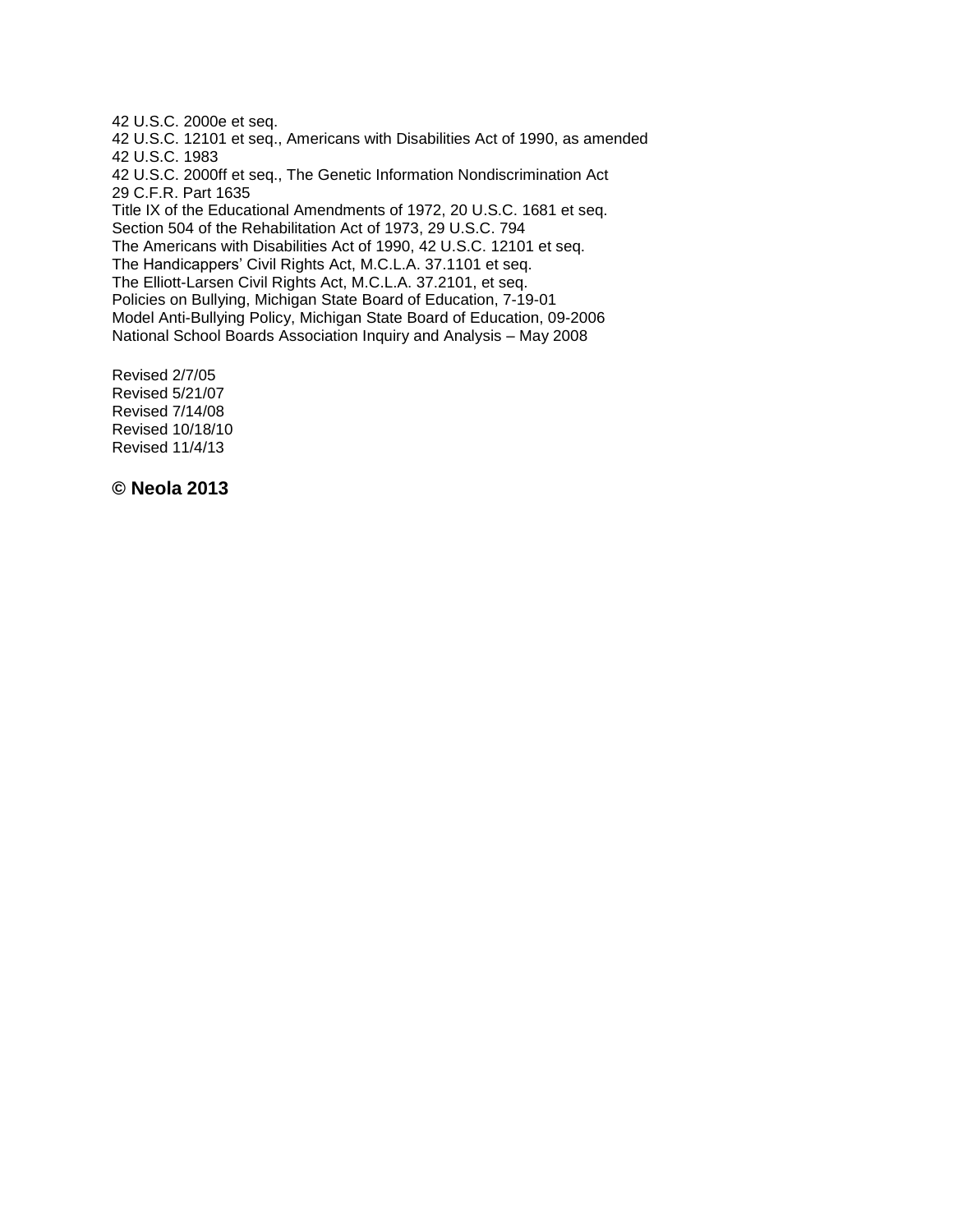42 U.S.C. 2000e et seq.
42 U.S.C. 12101 et seq., Americans with Disabilities Act of 1990, as amended
42 U.S.C. 1983
42 U.S.C. 2000ff et seq., The Genetic Information Nondiscrimination Act
29 C.F.R. Part 1635
Title IX of the Educational Amendments of 1972, 20 U.S.C. 1681 et seq.
Section 504 of the Rehabilitation Act of 1973, 29 U.S.C. 794
The Americans with Disabilities Act of 1990, 42 U.S.C. 12101 et seq.
The Handicappers' Civil Rights Act, M.C.L.A. 37.1101 et seq.
The Elliott-Larsen Civil Rights Act, M.C.L.A. 37.2101, et seq.
Policies on Bullying, Michigan State Board of Education, 7-19-01
Model Anti-Bullying Policy, Michigan State Board of Education, 09-2006
National School Boards Association Inquiry and Analysis – May 2008

Revised 2/7/05
Revised 5/21/07
Revised 7/14/08
Revised 10/18/10
Revised 11/4/13

**© Neola 2013**